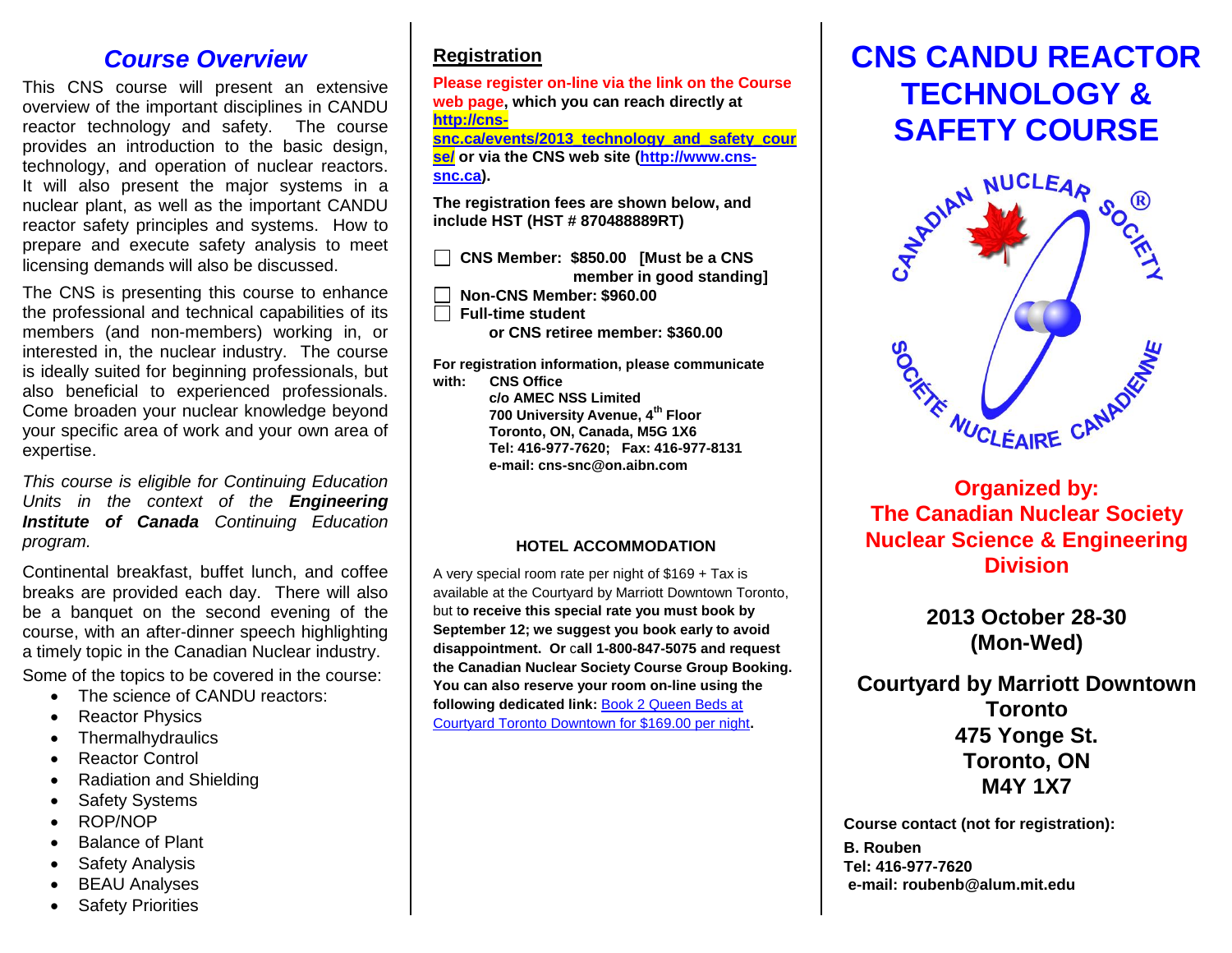## *Course Overview*

This CNS course will present an extensive overview of the important disciplines in CANDU reactor technology and safety. The course provides an introduction to the basic design, technology, and operation of nuclear reactors. It will also present the major systems in a nuclear plant, as well as the important CANDU reactor safety principles and systems. How to prepare and execute safety analysis to meet licensing demands will also be discussed.

The CNS is presenting this course to enhance the professional and technical capabilities of its members (and non-members) working in, or interested in, the nuclear industry. The course is ideally suited for beginning professionals, but also beneficial to experienced professionals. Come broaden your nuclear knowledge beyond your specific area of work and your own area of expertise.

*This course is eligible for Continuing Education Units in the context of the* ***Engineering Institute of Canada*** *Continuing Education program.*

Continental breakfast, buffet lunch, and coffee breaks are provided each day. There will also be a banquet on the second evening of the course, with an after-dinner speech highlighting a timely topic in the Canadian Nuclear industry.

Some of the topics to be covered in the course:

- The science of CANDU reactors:
- Reactor Physics
- Thermalhydraulics
- Reactor Control
- Radiation and Shielding
- Safety Systems
- ROP/NOP
- Balance of Plant
- Safety Analysis
- BEAU Analyses
- Safety Priorities

## Registration

**Please register on-line via the link on the Course web page, which you can reach directly at [http://cns-snc.ca/events/2013_technology_and_safety_course/](http://cns-snc.ca/events/2013_technology_and_safety_course/) or via the CNS web site ([http://www.cns-snc.ca](http://www.cns-snc.ca)).**

**The registration fees are shown below, and include HST (HST # 870488889RT)**

- ☐ **CNS Member: $850.00 [Must be a CNS member in good standing]**
- ☐ **Non-CNS Member: $960.00**
- ☐ **Full-time student or CNS retiree member: $360.00**

**For registration information, please communicate with:**

**CNS Office**
**c/o AMEC NSS Limited**
**700 University Avenue, 4th Floor**
**Toronto, ON, Canada, M5G 1X6**
**Tel: 416-977-7620; Fax: 416-977-8131**
**e-mail: cns-snc@on.aibn.com**

### HOTEL ACCOMMODATION

A very special room rate per night of $169 + Tax is available at the Courtyard by Marriott Downtown Toronto, but t**o receive this special rate you must book by September 12; we suggest you book early to avoid disappointment. Or call 1-800-847-5075 and request the Canadian Nuclear Society Course Group Booking. You can also reserve your room on-line using the following dedicated link:** Book 2 Queen Beds at Courtyard Toronto Downtown for $169.00 per night**.**

# CNS CANDU REACTOR TECHNOLOGY & SAFETY COURSE

CANADIAN NUCLEAR SOCIETY ®
SOCIÉTÉ NUCLÉAIRE CANADIENNE

**Organized by:**
**The Canadian Nuclear Society**
**Nuclear Science & Engineering Division**

**2013 October 28-30**
**(Mon-Wed)**

**Courtyard by Marriott Downtown Toronto**
**475 Yonge St.**
**Toronto, ON**
**M4Y 1X7**

**Course contact (not for registration):**

**B. Rouben**
**Tel: 416-977-7620**
**e-mail: roubenb@alum.mit.edu**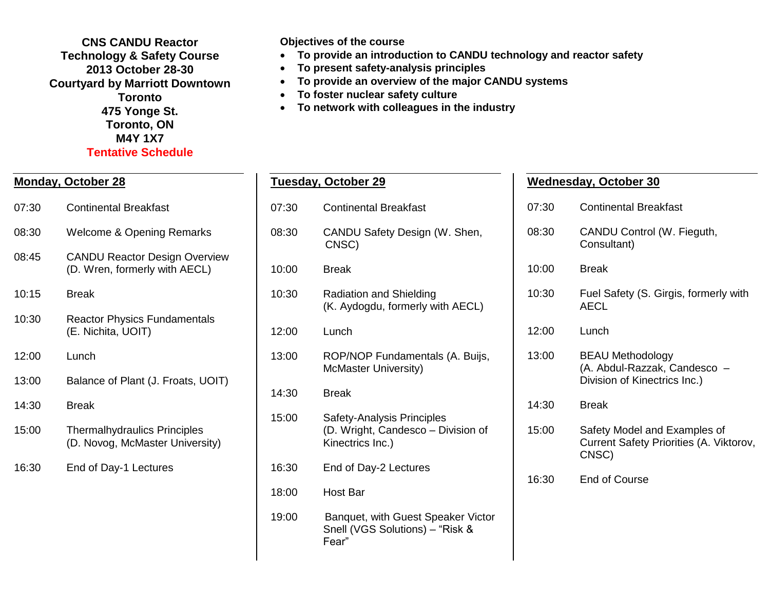**CNS CANDU Reactor Technology & Safety Course**
**2013 October 28-30**
**Courtyard by Marriott Downtown Toronto**
**475 Yonge St.**
**Toronto, ON**
**M4Y 1X7**
**Tentative Schedule**

**Objectives of the course**

- **To provide an introduction to CANDU technology and reactor safety**
- **To present safety-analysis principles**
- **To provide an overview of the major CANDU systems**
- **To foster nuclear safety culture**
- **To network with colleagues in the industry**

## Monday, October 28

| | |
|---|---|
| 07:30 | Continental Breakfast |
| 08:30 | Welcome & Opening Remarks |
| 08:45 | CANDU Reactor Design Overview (D. Wren, formerly with AECL) |
| 10:15 | Break |
| 10:30 | Reactor Physics Fundamentals (E. Nichita, UOIT) |
| 12:00 | Lunch |
| 13:00 | Balance of Plant (J. Froats, UOIT) |
| 14:30 | Break |
| 15:00 | Thermalhydraulics Principles (D. Novog, McMaster University) |
| 16:30 | End of Day-1 Lectures |

## Tuesday, October 29

| | |
|---|---|
| 07:30 | Continental Breakfast |
| 08:30 | CANDU Safety Design (W. Shen, CNSC) |
| 10:00 | Break |
| 10:30 | Radiation and Shielding (K. Aydogdu, formerly with AECL) |
| 12:00 | Lunch |
| 13:00 | ROP/NOP Fundamentals (A. Buijs, McMaster University) |
| 14:30 | Break |
| 15:00 | Safety-Analysis Principles (D. Wright, Candesco – Division of Kinectrics Inc.) |
| 16:30 | End of Day-2 Lectures |
| 18:00 | Host Bar |
| 19:00 | Banquet, with Guest Speaker Victor Snell (VGS Solutions) – "Risk & Fear" |

## Wednesday, October 30

| | |
|---|---|
| 07:30 | Continental Breakfast |
| 08:30 | CANDU Control (W. Fieguth, Consultant) |
| 10:00 | Break |
| 10:30 | Fuel Safety (S. Girgis, formerly with AECL |
| 12:00 | Lunch |
| 13:00 | BEAU Methodology (A. Abdul-Razzak, Candesco – Division of Kinectrics Inc.) |
| 14:30 | Break |
| 15:00 | Safety Model and Examples of Current Safety Priorities (A. Viktorov, CNSC) |
| 16:30 | End of Course |